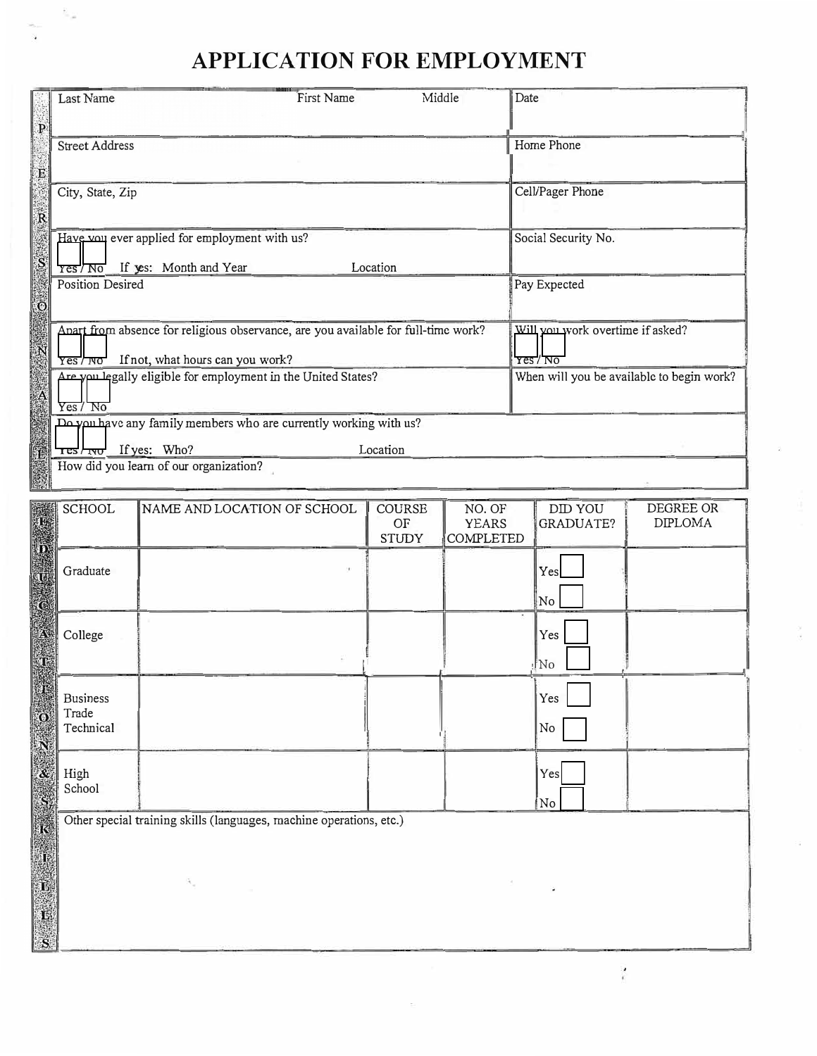# APPLICATION FOR EMPLOYMENT

## PERSONAL

| | |
|---|---|
| Last Name First Name Middle | Date |
| Street Address | Home Phone |
| City, State, Zip | Cell/Pager Phone |
| Have you ever applied for employment with us? ☐ Yes / ☐ No If yes: Month and Year Location | Social Security No. |
| Position Desired | Pay Expected |
| Apart from absence for religious observance, are you available for full-time work? ☐ Yes / ☐ No If not, what hours can you work? | Will you work overtime if asked? ☐ Yes / ☐ No |
| Are you legally eligible for employment in the United States? ☐ Yes / ☐ No | When will you be available to begin work? |
| Do you have any family members who are currently working with us? ☐ Yes / ☐ No If yes: Who? Location | |
| How did you learn of our organization? | |

## EDUCATION & SKILLS

| SCHOOL | NAME AND LOCATION OF SCHOOL | COURSE OF STUDY | NO. OF YEARS COMPLETED | DID YOU GRADUATE? | DEGREE OR DIPLOMA |
|---|---|---|---|---|---|
| Graduate | | | | Yes ☐ No ☐ | |
| College | | | | Yes ☐ No ☐ | |
| Business Trade Technical | | | | Yes ☐ No ☐ | |
| High School | | | | Yes ☐ No ☐ | |

Other special training skills (languages, machine operations, etc.)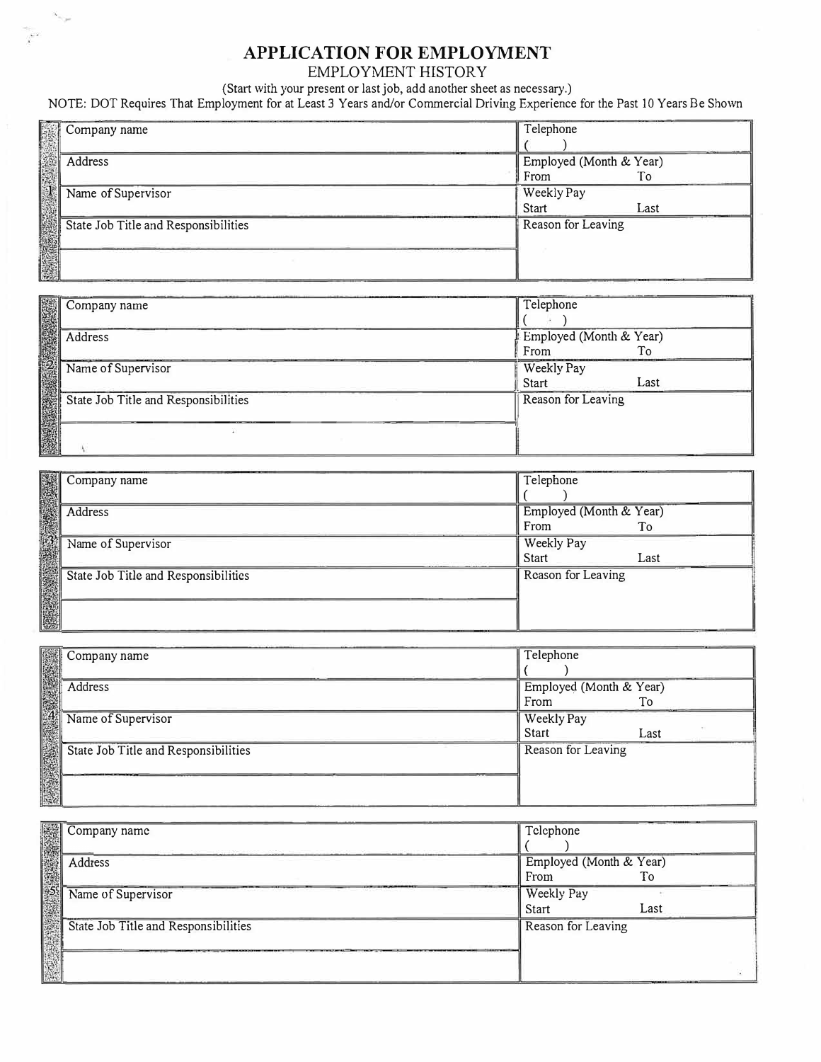# APPLICATION FOR EMPLOYMENT

## EMPLOYMENT HISTORY

(Start with your present or last job, add another sheet as necessary.)

NOTE: DOT Requires That Employment for at Least 3 Years and/or Commercial Driving Experience for the Past 10 Years Be Shown

| 1 | | |
|---|---|---|
| | Company name | Telephone ( ) |
| | Address | Employed (Month & Year) From To |
| | Name of Supervisor | Weekly Pay Start Last |
| | State Job Title and Responsibilities | Reason for Leaving |
| | | |

| 2 | | |
|---|---|---|
| | Company name | Telephone ( ) |
| | Address | Employed (Month & Year) From To |
| | Name of Supervisor | Weekly Pay Start Last |
| | State Job Title and Responsibilities | Reason for Leaving |
| | | |

| 3 | | |
|---|---|---|
| | Company name | Telephone ( ) |
| | Address | Employed (Month & Year) From To |
| | Name of Supervisor | Weekly Pay Start Last |
| | State Job Title and Responsibilities | Reason for Leaving |
| | | |

| 4 | | |
|---|---|---|
| | Company name | Telephone ( ) |
| | Address | Employed (Month & Year) From To |
| | Name of Supervisor | Weekly Pay Start Last |
| | State Job Title and Responsibilities | Reason for Leaving |
| | | |

| 5 | | |
|---|---|---|
| | Company name | Telephone ( ) |
| | Address | Employed (Month & Year) From To |
| | Name of Supervisor | Weekly Pay Start Last |
| | State Job Title and Responsibilities | Reason for Leaving |
| | | |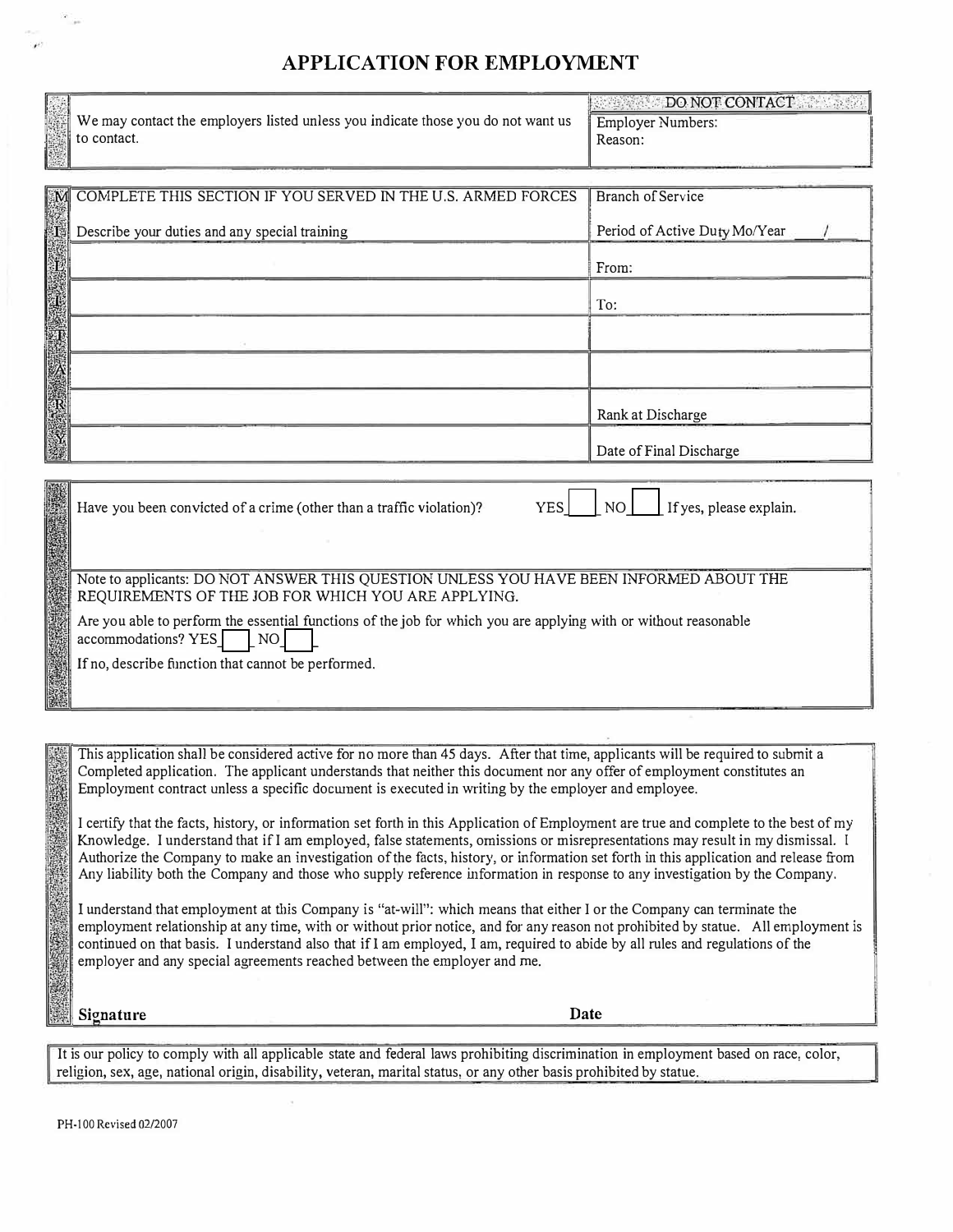# APPLICATION FOR EMPLOYMENT

| | |
|---|---|
| We may contact the employers listed unless you indicate those you do not want us to contact. | DO NOT CONTACT<br>Employer Numbers:<br>Reason: |

**MILITARY**

| | |
|---|---|
| COMPLETE THIS SECTION IF YOU SERVED IN THE U.S. ARMED FORCES | Branch of Service |
| Describe your duties and any special training | Period of Active Duty Mo/Year / |
| | From: |
| | To: |
| | |
| | |
| | Rank at Discharge |
| | Date of Final Discharge |

Have you been convicted of a crime (other than a traffic violation)? YES [ ] NO [ ] If yes, please explain.

Note to applicants: DO NOT ANSWER THIS QUESTION UNLESS YOU HAVE BEEN INFORMED ABOUT THE REQUIREMENTS OF THE JOB FOR WHICH YOU ARE APPLYING.

Are you able to perform the essential functions of the job for which you are applying with or without reasonable accommodations? YES [ ] NO [ ]

If no, describe function that cannot be performed.

This application shall be considered active for no more than 45 days. After that time, applicants will be required to submit a Completed application. The applicant understands that neither this document nor any offer of employment constitutes an Employment contract unless a specific document is executed in writing by the employer and employee.

I certify that the facts, history, or information set forth in this Application of Employment are true and complete to the best of my Knowledge. I understand that if I am employed, false statements, omissions or misrepresentations may result in my dismissal. I Authorize the Company to make an investigation of the facts, history, or information set forth in this application and release from Any liability both the Company and those who supply reference information in response to any investigation by the Company.

I understand that employment at this Company is "at-will": which means that either I or the Company can terminate the employment relationship at any time, with or without prior notice, and for any reason not prohibited by statue. All employment is continued on that basis. I understand also that if I am employed, I am, required to abide by all rules and regulations of the employer and any special agreements reached between the employer and me.

**Signature** **Date**

It is our policy to comply with all applicable state and federal laws prohibiting discrimination in employment based on race, color, religion, sex, age, national origin, disability, veteran, marital status, or any other basis prohibited by statue.

PH-100 Revised 02/2007